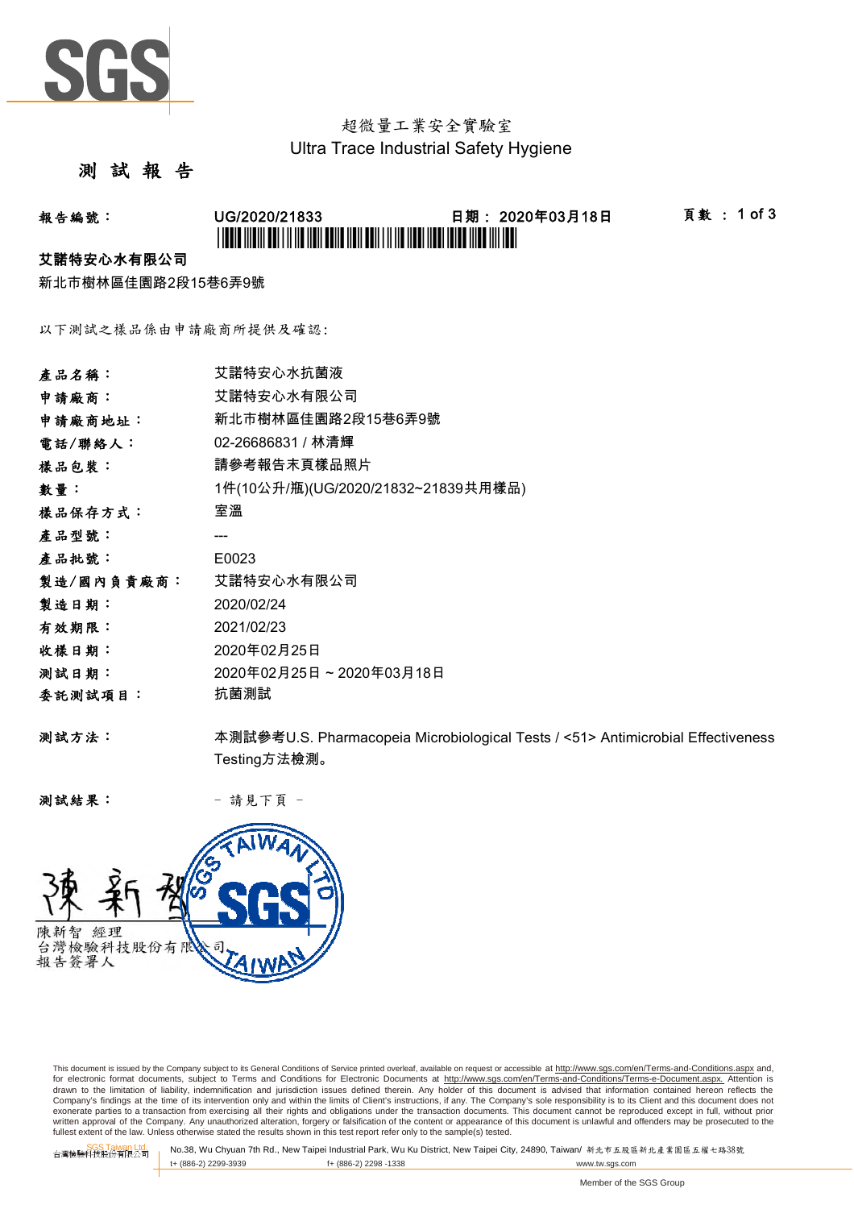超微量工業安全實驗室

Ultra Trace Industrial Safety Hygiene

# 測 試 報 告

**報告編號：** UG/2020/21833　　**日期：** 2020年03月18日　　**頁數 ：** 1 of 3

**艾諾特安心水有限公司**

新北市樹林區佳園路2段15巷6弄9號

以下測試之樣品係由申請廠商所提供及確認:

| | |
|---|---|
| **產品名稱：** | 艾諾特安心水抗菌液 |
| **申請廠商：** | 艾諾特安心水有限公司 |
| **申請廠商地址：** | 新北市樹林區佳園路2段15巷6弄9號 |
| **電話/聯絡人：** | 02-26686831 / 林清輝 |
| **樣品包裝：** | 請參考報告末頁樣品照片 |
| **數量：** | 1件(10公升/瓶)(UG/2020/21832~21839共用樣品) |
| **樣品保存方式：** | 室溫 |
| **產品型號：** | --- |
| **產品批號：** | E0023 |
| **製造/國內負責廠商：** | 艾諾特安心水有限公司 |
| **製造日期：** | 2020/02/24 |
| **有效期限：** | 2021/02/23 |
| **收樣日期：** | 2020年02月25日 |
| **測試日期：** | 2020年02月25日 ~ 2020年03月18日 |
| **委託測試項目：** | 抗菌測試 |
| **測試方法：** | 本測試參考U.S. Pharmacopeia Microbiological Tests / <51> Antimicrobial Effectiveness Testing方法檢測。 |
| **測試結果：** | - 請見下頁 - |

陳新智 經理
台灣檢驗科技股份有限公司
報告簽署人

This document is issued by the Company subject to its General Conditions of Service printed overleaf, available on request or accessible at http://www.sgs.com/en/Terms-and-Conditions.aspx and, for electronic format documents, subject to Terms and Conditions for Electronic Documents at http://www.sgs.com/en/Terms-and-Conditions/Terms-e-Document.aspx. Attention is drawn to the limitation of liability, indemnification and jurisdiction issues defined therein. Any holder of this document is advised that information contained hereon reflects the Company's findings at the time of its intervention only and within the limits of Client's instructions, if any. The Company's sole responsibility is to its Client and this document does not exonerate parties to a transaction from exercising all their rights and obligations under the transaction documents. This document cannot be reproduced except in full, without prior written approval of the Company. Any unauthorized alteration, forgery or falsification of the content or appearance of this document is unlawful and offenders may be prosecuted to the fullest extent of the law. Unless otherwise stated the results shown in this test report refer only to the sample(s) tested.

SGS Taiwan Ltd. 台灣檢驗科技股份有限公司 | No.38, Wu Chyuan 7th Rd., New Taipei Industrial Park, Wu Ku District, New Taipei City, 24890, Taiwan/ 新北市五股區新北產業園區五權七路38號 | t+ (886-2) 2299-3939 | f+ (886-2) 2298 -1338 | www.tw.sgs.com

Member of the SGS Group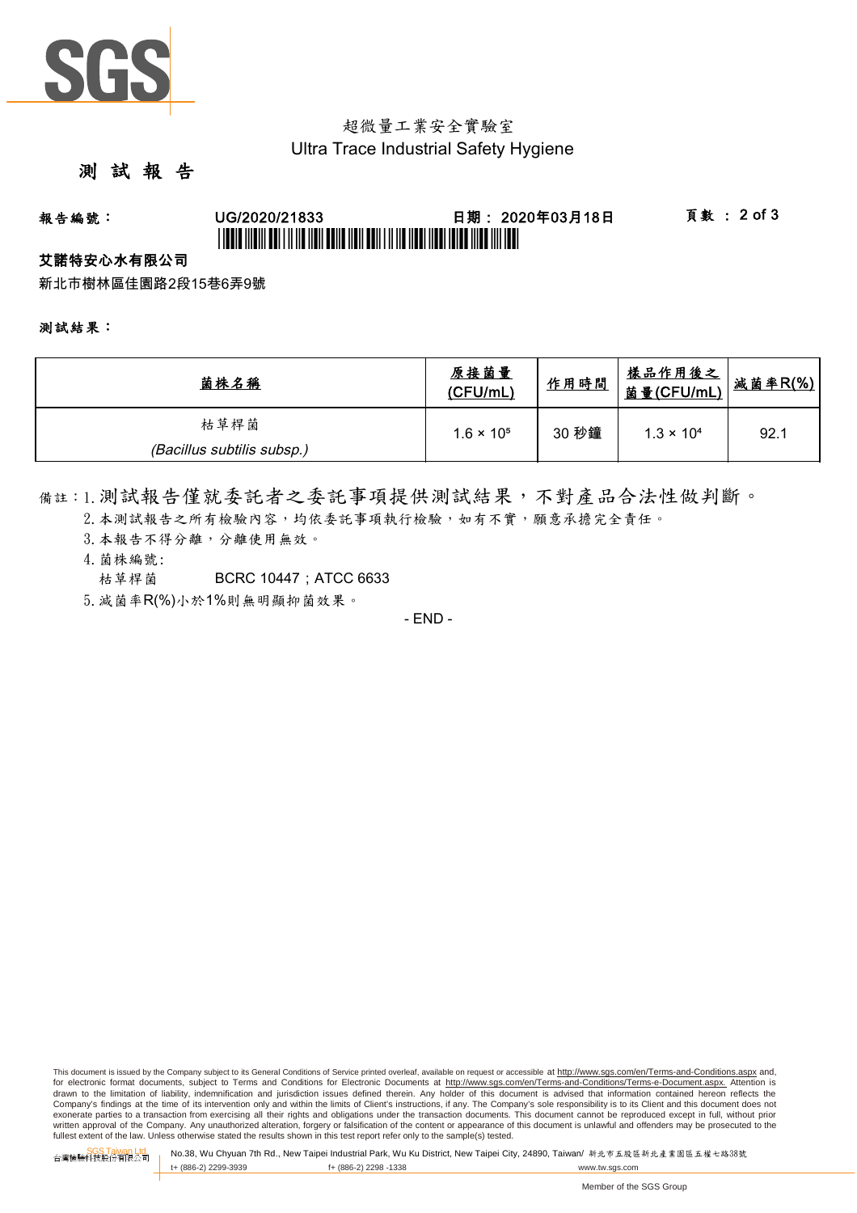超微量工業安全實驗室
Ultra Trace Industrial Safety Hygiene

# 測 試 報 告

**報告編號：** UG/2020/21833　　**日期：** 2020年03月18日

**艾諾特安心水有限公司**

新北市樹林區佳園路2段15巷6弄9號

**測試結果：**

| 菌株名稱 | 原接菌量 (CFU/mL) | 作用時間 | 樣品作用後之菌量(CFU/mL) | 減菌率R(%) |
|---|---|---|---|---|
| 枯草桿菌 *(Bacillus subtilis subsp.)* | $1.6 \times 10^5$ | 30 秒鐘 | $1.3 \times 10^4$ | 92.1 |

備註：1. 測試報告僅就委託者之委託事項提供測試結果，不對產品合法性做判斷。

2. 本測試報告之所有檢驗內容，均依委託事項執行檢驗，如有不實，願意承擔完全責任。

3. 本報告不得分離，分離使用無效。

4. 菌株編號:

　枯草桿菌　　BCRC 10447；ATCC 6633

5. 減菌率R(%)小於1%則無明顯抑菌效果。

- END -

This document is issued by the Company subject to its General Conditions of Service printed overleaf, available on request or accessible at http://www.sgs.com/en/Terms-and-Conditions.aspx and, for electronic format documents, subject to Terms and Conditions for Electronic Documents at http://www.sgs.com/en/Terms-and-Conditions/Terms-e-Document.aspx. Attention is drawn to the limitation of liability, indemnification and jurisdiction issues defined therein. Any holder of this document is advised that information contained hereon reflects the Company's findings at the time of its intervention only and within the limits of Client's instructions, if any. The Company's sole responsibility is to its Client and this document does not exonerate parties to a transaction from exercising all their rights and obligations under the transaction documents. This document cannot be reproduced except in full, without prior written approval of the Company. Any unauthorized alteration, forgery or falsification of the content or appearance of this document is unlawful and offenders may be prosecuted to the fullest extent of the law. Unless otherwise stated the results shown in this test report refer only to the sample(s) tested.

SGS Taiwan Ltd. 台灣檢驗科技股份有限公司 | No.38, Wu Chyuan 7th Rd., New Taipei Industrial Park, Wu Ku District, New Taipei City, 24890, Taiwan/ 新北市五股區新北產業園區五權七路38號
t+ (886-2) 2299-3939　f+ (886-2) 2298 -1338　www.tw.sgs.com

Member of the SGS Group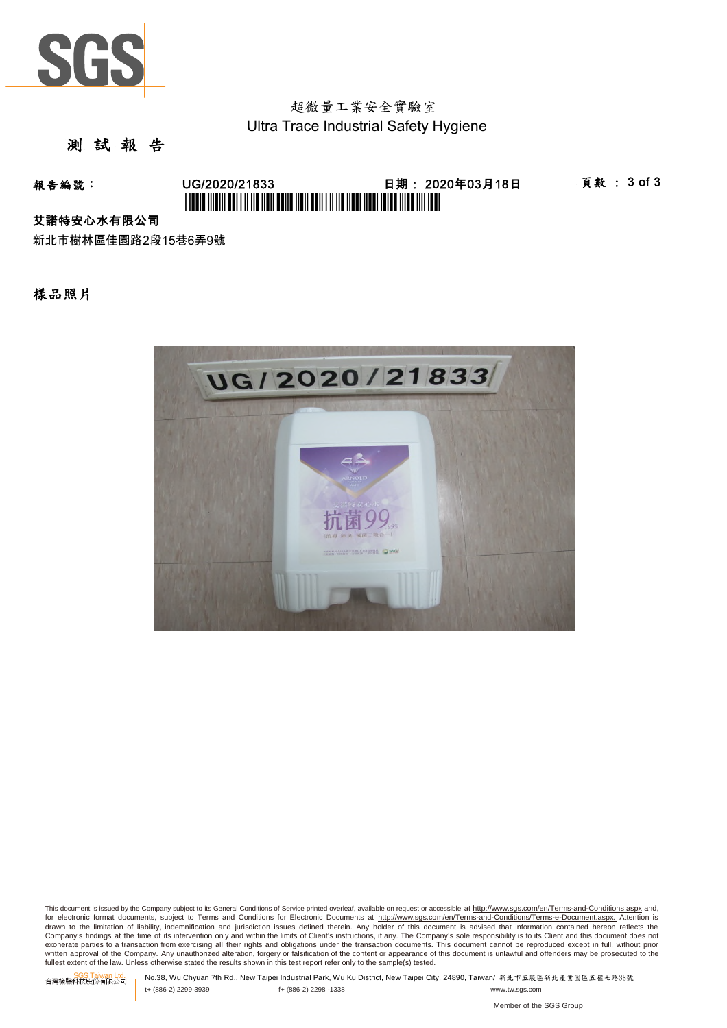超微量工業安全實驗室
Ultra Trace Industrial Safety Hygiene

# 測 試 報 告

**報告編號：** UG/2020/21833 **日期：** 2020年03月18日

**艾諾特安心水有限公司**

新北市樹林區佳園路2段15巷6弄9號

## 樣品照片

This document is issued by the Company subject to its General Conditions of Service printed overleaf, available on request or accessible at http://www.sgs.com/en/Terms-and-Conditions.aspx and, for electronic format documents, subject to Terms and Conditions for Electronic Documents at http://www.sgs.com/en/Terms-and-Conditions/Terms-e-Document.aspx. Attention is drawn to the limitation of liability, indemnification and jurisdiction issues defined therein. Any holder of this document is advised that information contained hereon reflects the Company's findings at the time of its intervention only and within the limits of Client's instructions, if any. The Company's sole responsibility is to its Client and this document does not exonerate parties to a transaction from exercising all their rights and obligations under the transaction documents. This document cannot be reproduced except in full, without prior written approval of the Company. Any unauthorized alteration, forgery or falsification of the content or appearance of this document is unlawful and offenders may be prosecuted to the fullest extent of the law. Unless otherwise stated the results shown in this test report refer only to the sample(s) tested.

SGS Taiwan Ltd. 台灣檢驗科技股份有限公司 No.38, Wu Chyuan 7th Rd., New Taipei Industrial Park, Wu Ku District, New Taipei City, 24890, Taiwan/ 新北市五股區新北產業園區五權七路38號
t+ (886-2) 2299-3939 f+ (886-2) 2298 -1338 www.tw.sgs.com

Member of the SGS Group